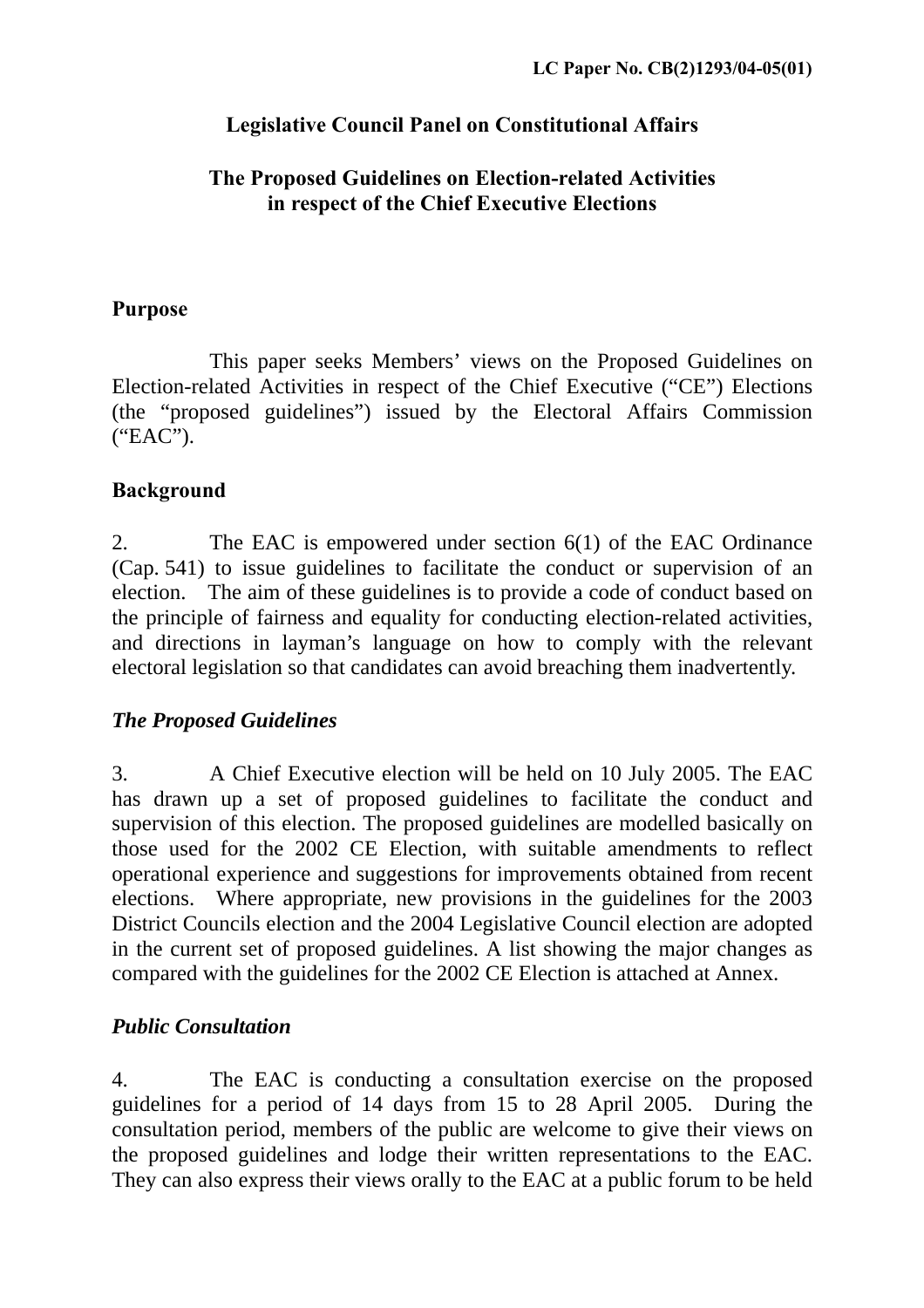**LC Paper No. CB(2)1293/04-05(01)**

**Legislative Council Panel on Constitutional Affairs**

**The Proposed Guidelines on Election-related Activities in respect of the Chief Executive Elections**

## Purpose

This paper seeks Members' views on the Proposed Guidelines on Election-related Activities in respect of the Chief Executive ("CE") Elections (the "proposed guidelines") issued by the Electoral Affairs Commission ("EAC").

## Background

2. The EAC is empowered under section 6(1) of the EAC Ordinance (Cap. 541) to issue guidelines to facilitate the conduct or supervision of an election. The aim of these guidelines is to provide a code of conduct based on the principle of fairness and equality for conducting election-related activities, and directions in layman's language on how to comply with the relevant electoral legislation so that candidates can avoid breaching them inadvertently.

### *The Proposed Guidelines*

3. A Chief Executive election will be held on 10 July 2005. The EAC has drawn up a set of proposed guidelines to facilitate the conduct and supervision of this election. The proposed guidelines are modelled basically on those used for the 2002 CE Election, with suitable amendments to reflect operational experience and suggestions for improvements obtained from recent elections. Where appropriate, new provisions in the guidelines for the 2003 District Councils election and the 2004 Legislative Council election are adopted in the current set of proposed guidelines. A list showing the major changes as compared with the guidelines for the 2002 CE Election is attached at Annex.

### *Public Consultation*

4. The EAC is conducting a consultation exercise on the proposed guidelines for a period of 14 days from 15 to 28 April 2005. During the consultation period, members of the public are welcome to give their views on the proposed guidelines and lodge their written representations to the EAC. They can also express their views orally to the EAC at a public forum to be held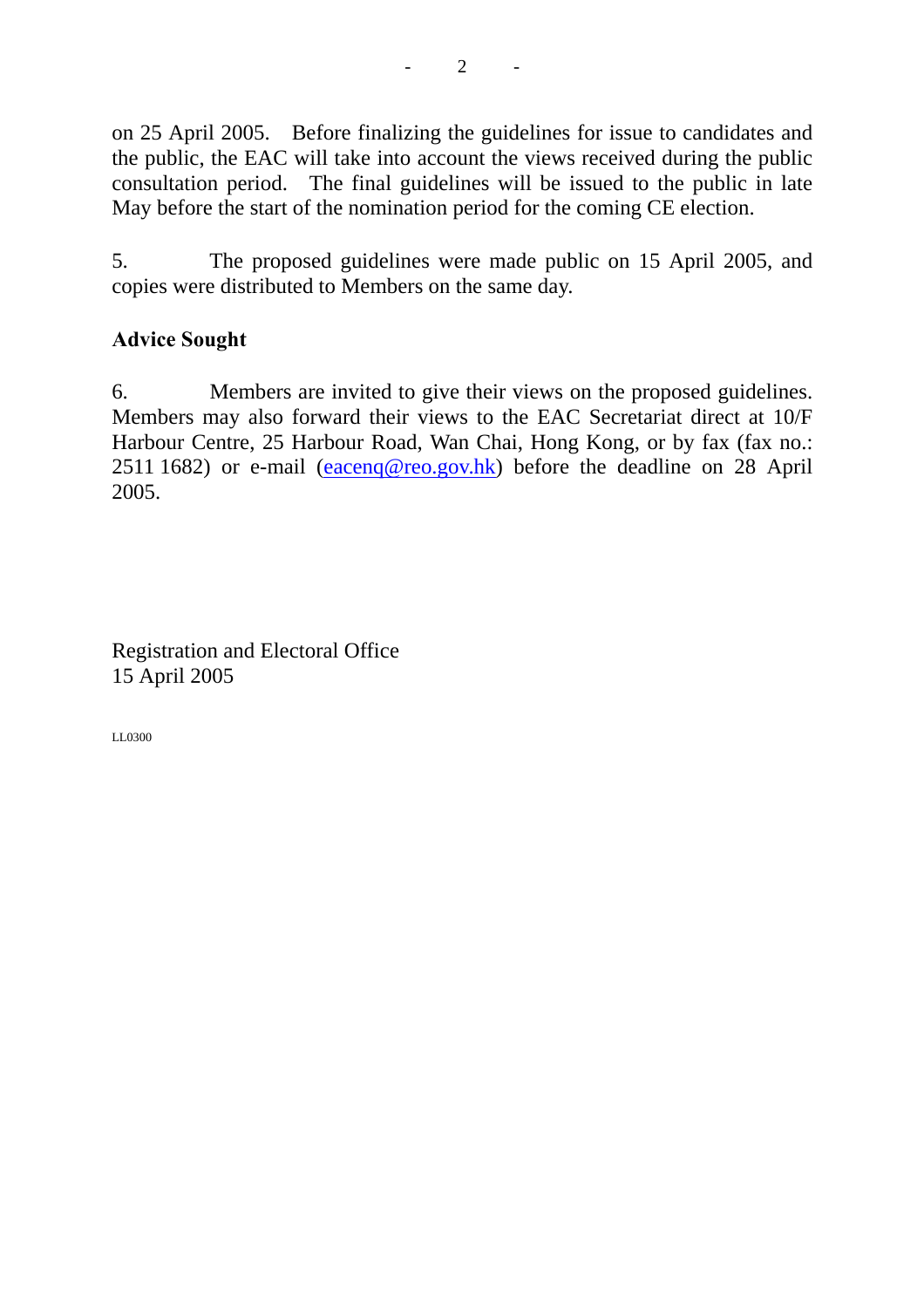on 25 April 2005. Before finalizing the guidelines for issue to candidates and the public, the EAC will take into account the views received during the public consultation period. The final guidelines will be issued to the public in late May before the start of the nomination period for the coming CE election.

5. The proposed guidelines were made public on 15 April 2005, and copies were distributed to Members on the same day.

**Advice Sought**

6. Members are invited to give their views on the proposed guidelines. Members may also forward their views to the EAC Secretariat direct at 10/F Harbour Centre, 25 Harbour Road, Wan Chai, Hong Kong, or by fax (fax no.: 2511 1682) or e-mail (eacenq@reo.gov.hk) before the deadline on 28 April 2005.

Registration and Electoral Office
15 April 2005

LL0300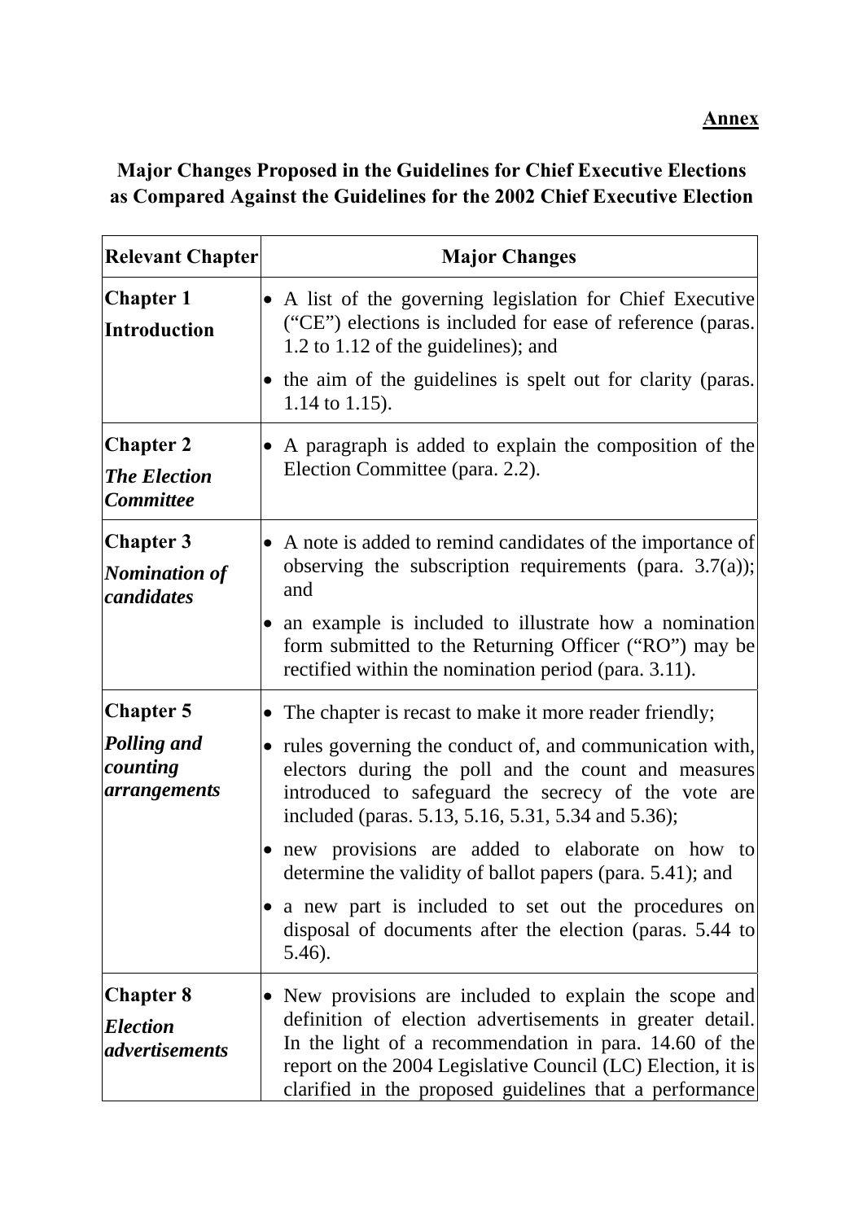**Annex**

## Major Changes Proposed in the Guidelines for Chief Executive Elections as Compared Against the Guidelines for the 2002 Chief Executive Election

| Relevant Chapter | Major Changes |
|---|---|
| **Chapter 1** **Introduction** | • A list of the governing legislation for Chief Executive ("CE") elections is included for ease of reference (paras. 1.2 to 1.12 of the guidelines); and • the aim of the guidelines is spelt out for clarity (paras. 1.14 to 1.15). |
| **Chapter 2** ***The Election Committee*** | • A paragraph is added to explain the composition of the Election Committee (para. 2.2). |
| **Chapter 3** ***Nomination of candidates*** | • A note is added to remind candidates of the importance of observing the subscription requirements (para. 3.7(a)); and • an example is included to illustrate how a nomination form submitted to the Returning Officer ("RO") may be rectified within the nomination period (para. 3.11). |
| **Chapter 5** ***Polling and counting arrangements*** | • The chapter is recast to make it more reader friendly; • rules governing the conduct of, and communication with, electors during the poll and the count and measures introduced to safeguard the secrecy of the vote are included (paras. 5.13, 5.16, 5.31, 5.34 and 5.36); • new provisions are added to elaborate on how to determine the validity of ballot papers (para. 5.41); and • a new part is included to set out the procedures on disposal of documents after the election (paras. 5.44 to 5.46). |
| **Chapter 8** ***Election advertisements*** | • New provisions are included to explain the scope and definition of election advertisements in greater detail. In the light of a recommendation in para. 14.60 of the report on the 2004 Legislative Council (LC) Election, it is clarified in the proposed guidelines that a performance |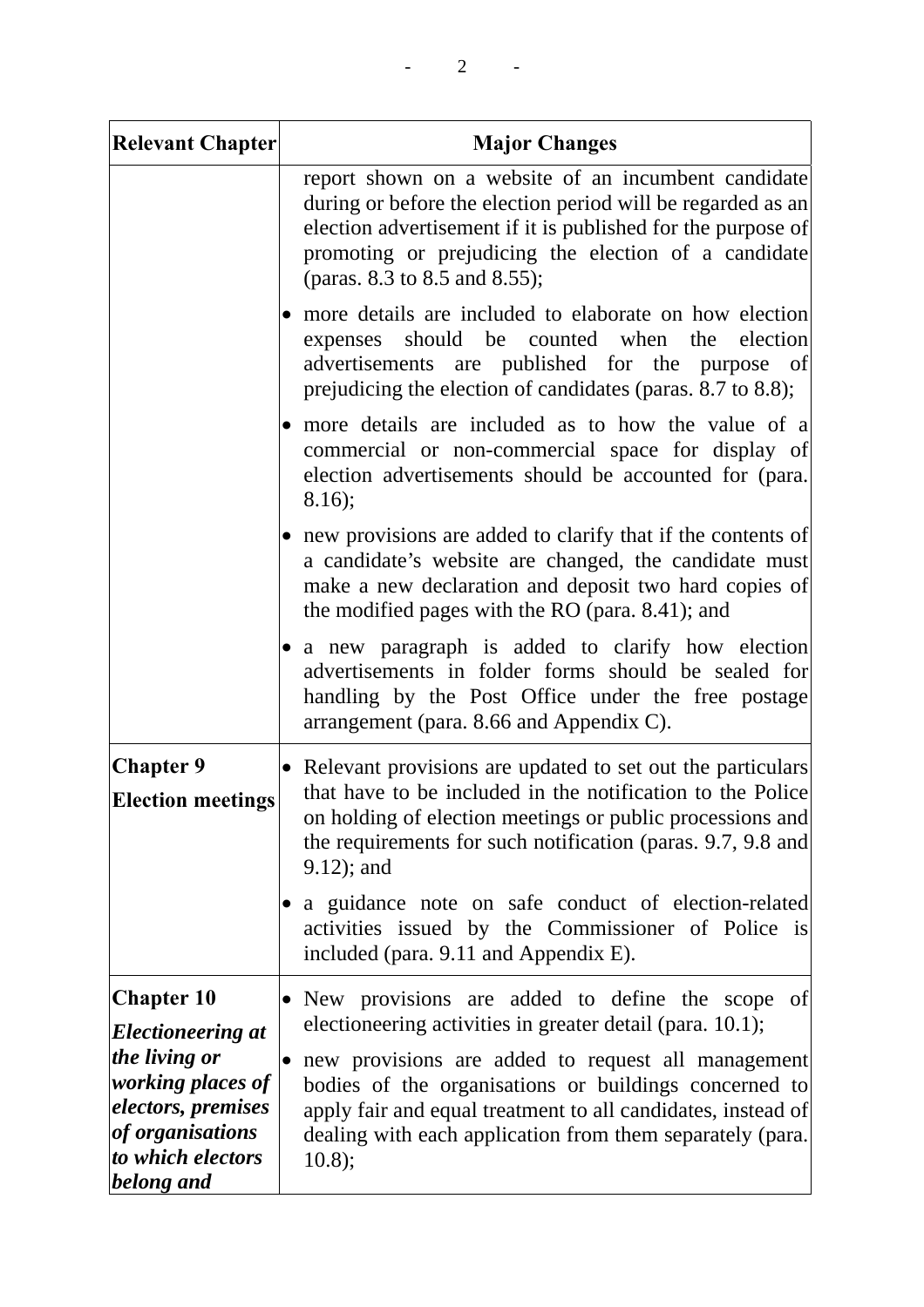| Relevant Chapter | Major Changes |
|---|---|
| | report shown on a website of an incumbent candidate during or before the election period will be regarded as an election advertisement if it is published for the purpose of promoting or prejudicing the election of a candidate (paras. 8.3 to 8.5 and 8.55);<br>• more details are included to elaborate on how election expenses should be counted when the election advertisements are published for the purpose of prejudicing the election of candidates (paras. 8.7 to 8.8);<br>• more details are included as to how the value of a commercial or non-commercial space for display of election advertisements should be accounted for (para. 8.16);<br>• new provisions are added to clarify that if the contents of a candidate's website are changed, the candidate must make a new declaration and deposit two hard copies of the modified pages with the RO (para. 8.41); and<br>• a new paragraph is added to clarify how election advertisements in folder forms should be sealed for handling by the Post Office under the free postage arrangement (para. 8.66 and Appendix C). |
| **Chapter 9**<br>**Election meetings** | • Relevant provisions are updated to set out the particulars that have to be included in the notification to the Police on holding of election meetings or public processions and the requirements for such notification (paras. 9.7, 9.8 and 9.12); and<br>• a guidance note on safe conduct of election-related activities issued by the Commissioner of Police is included (para. 9.11 and Appendix E). |
| **Chapter 10**<br>***Electioneering at the living or working places of electors, premises of organisations to which electors belong and*** | • New provisions are added to define the scope of electioneering activities in greater detail (para. 10.1);<br>• new provisions are added to request all management bodies of the organisations or buildings concerned to apply fair and equal treatment to all candidates, instead of dealing with each application from them separately (para. 10.8); |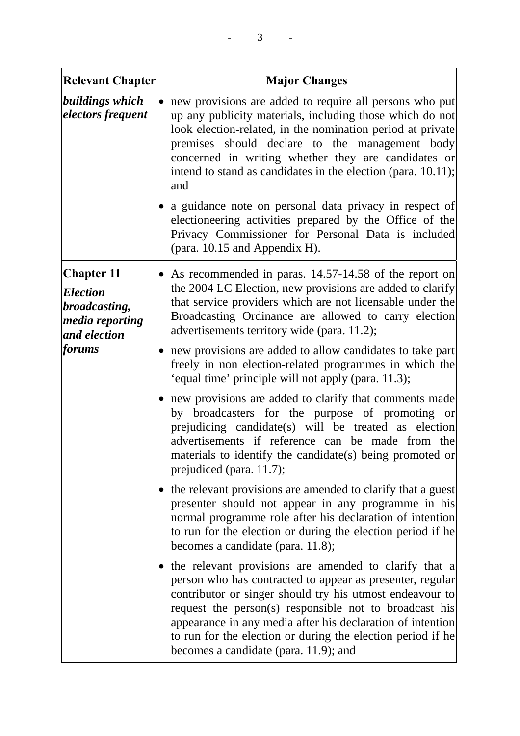| Relevant Chapter | Major Changes |
|---|---|
| ***buildings which electors frequent*** | • new provisions are added to require all persons who put up any publicity materials, including those which do not look election-related, in the nomination period at private premises should declare to the management body concerned in writing whether they are candidates or intend to stand as candidates in the election (para. 10.11); and<br><br>• a guidance note on personal data privacy in respect of electioneering activities prepared by the Office of the Privacy Commissioner for Personal Data is included (para. 10.15 and Appendix H). |
| **Chapter 11**<br>***Election broadcasting, media reporting and election forums*** | • As recommended in paras. 14.57-14.58 of the report on the 2004 LC Election, new provisions are added to clarify that service providers which are not licensable under the Broadcasting Ordinance are allowed to carry election advertisements territory wide (para. 11.2);<br><br>• new provisions are added to allow candidates to take part freely in non election-related programmes in which the 'equal time' principle will not apply (para. 11.3);<br><br>• new provisions are added to clarify that comments made by broadcasters for the purpose of promoting or prejudicing candidate(s) will be treated as election advertisements if reference can be made from the materials to identify the candidate(s) being promoted or prejudiced (para. 11.7);<br><br>• the relevant provisions are amended to clarify that a guest presenter should not appear in any programme in his normal programme role after his declaration of intention to run for the election or during the election period if he becomes a candidate (para. 11.8);<br><br>• the relevant provisions are amended to clarify that a person who has contracted to appear as presenter, regular contributor or singer should try his utmost endeavour to request the person(s) responsible not to broadcast his appearance in any media after his declaration of intention to run for the election or during the election period if he becomes a candidate (para. 11.9); and |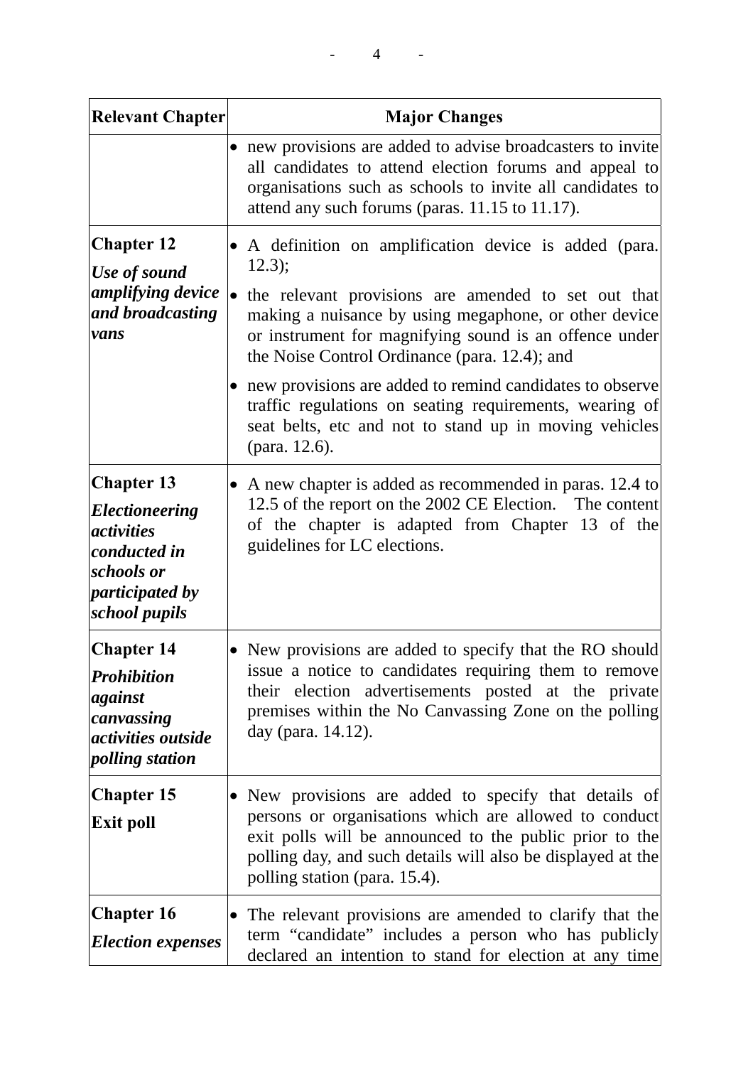| Relevant Chapter | Major Changes |
|---|---|
| | • new provisions are added to advise broadcasters to invite all candidates to attend election forums and appeal to organisations such as schools to invite all candidates to attend any such forums (paras. 11.15 to 11.17). |
| **Chapter 12** ***Use of sound amplifying device and broadcasting vans*** | • A definition on amplification device is added (para. 12.3); • the relevant provisions are amended to set out that making a nuisance by using megaphone, or other device or instrument for magnifying sound is an offence under the Noise Control Ordinance (para. 12.4); and • new provisions are added to remind candidates to observe traffic regulations on seating requirements, wearing of seat belts, etc and not to stand up in moving vehicles (para. 12.6). |
| **Chapter 13** ***Electioneering activities conducted in schools or participated by school pupils*** | • A new chapter is added as recommended in paras. 12.4 to 12.5 of the report on the 2002 CE Election. The content of the chapter is adapted from Chapter 13 of the guidelines for LC elections. |
| **Chapter 14** ***Prohibition against canvassing activities outside polling station*** | • New provisions are added to specify that the RO should issue a notice to candidates requiring them to remove their election advertisements posted at the private premises within the No Canvassing Zone on the polling day (para. 14.12). |
| **Chapter 15** **Exit poll** | • New provisions are added to specify that details of persons or organisations which are allowed to conduct exit polls will be announced to the public prior to the polling day, and such details will also be displayed at the polling station (para. 15.4). |
| **Chapter 16** ***Election expenses*** | • The relevant provisions are amended to clarify that the term “candidate” includes a person who has publicly declared an intention to stand for election at any time |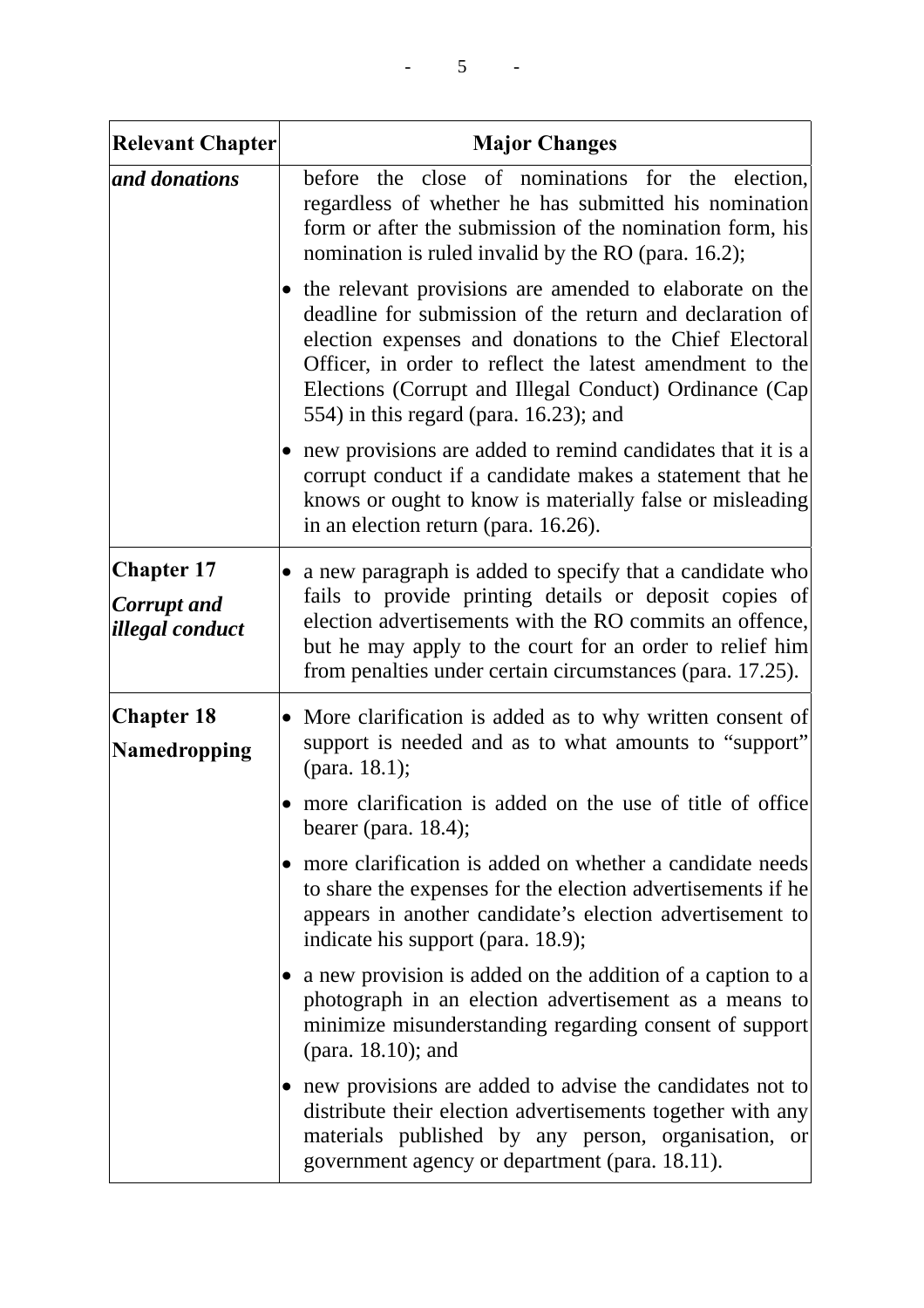| Relevant Chapter | Major Changes |
|---|---|
| ***and donations*** | before the close of nominations for the election, regardless of whether he has submitted his nomination form or after the submission of the nomination form, his nomination is ruled invalid by the RO (para. 16.2);<br>• the relevant provisions are amended to elaborate on the deadline for submission of the return and declaration of election expenses and donations to the Chief Electoral Officer, in order to reflect the latest amendment to the Elections (Corrupt and Illegal Conduct) Ordinance (Cap 554) in this regard (para. 16.23); and<br>• new provisions are added to remind candidates that it is a corrupt conduct if a candidate makes a statement that he knows or ought to know is materially false or misleading in an election return (para. 16.26). |
| **Chapter 17**<br>***Corrupt and illegal conduct*** | • a new paragraph is added to specify that a candidate who fails to provide printing details or deposit copies of election advertisements with the RO commits an offence, but he may apply to the court for an order to relief him from penalties under certain circumstances (para. 17.25). |
| **Chapter 18**<br>**Namedropping** | • More clarification is added as to why written consent of support is needed and as to what amounts to "support" (para. 18.1);<br>• more clarification is added on the use of title of office bearer (para. 18.4);<br>• more clarification is added on whether a candidate needs to share the expenses for the election advertisements if he appears in another candidate's election advertisement to indicate his support (para. 18.9);<br>• a new provision is added on the addition of a caption to a photograph in an election advertisement as a means to minimize misunderstanding regarding consent of support (para. 18.10); and<br>• new provisions are added to advise the candidates not to distribute their election advertisements together with any materials published by any person, organisation, or government agency or department (para. 18.11). |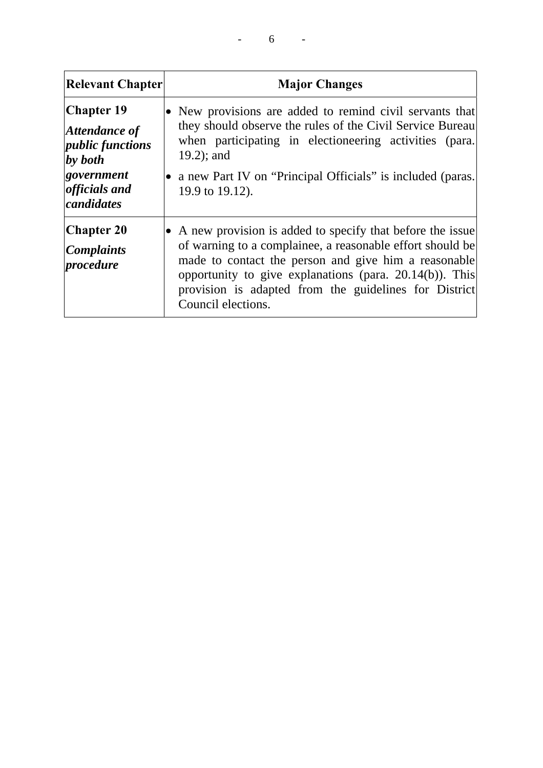| Relevant Chapter | Major Changes |
|---|---|
| **Chapter 19**<br>***Attendance of public functions by both government officials and candidates*** | • New provisions are added to remind civil servants that they should observe the rules of the Civil Service Bureau when participating in electioneering activities (para. 19.2); and<br>• a new Part IV on "Principal Officials" is included (paras. 19.9 to 19.12). |
| **Chapter 20**<br>***Complaints procedure*** | • A new provision is added to specify that before the issue of warning to a complainee, a reasonable effort should be made to contact the person and give him a reasonable opportunity to give explanations (para. 20.14(b)). This provision is adapted from the guidelines for District Council elections. |